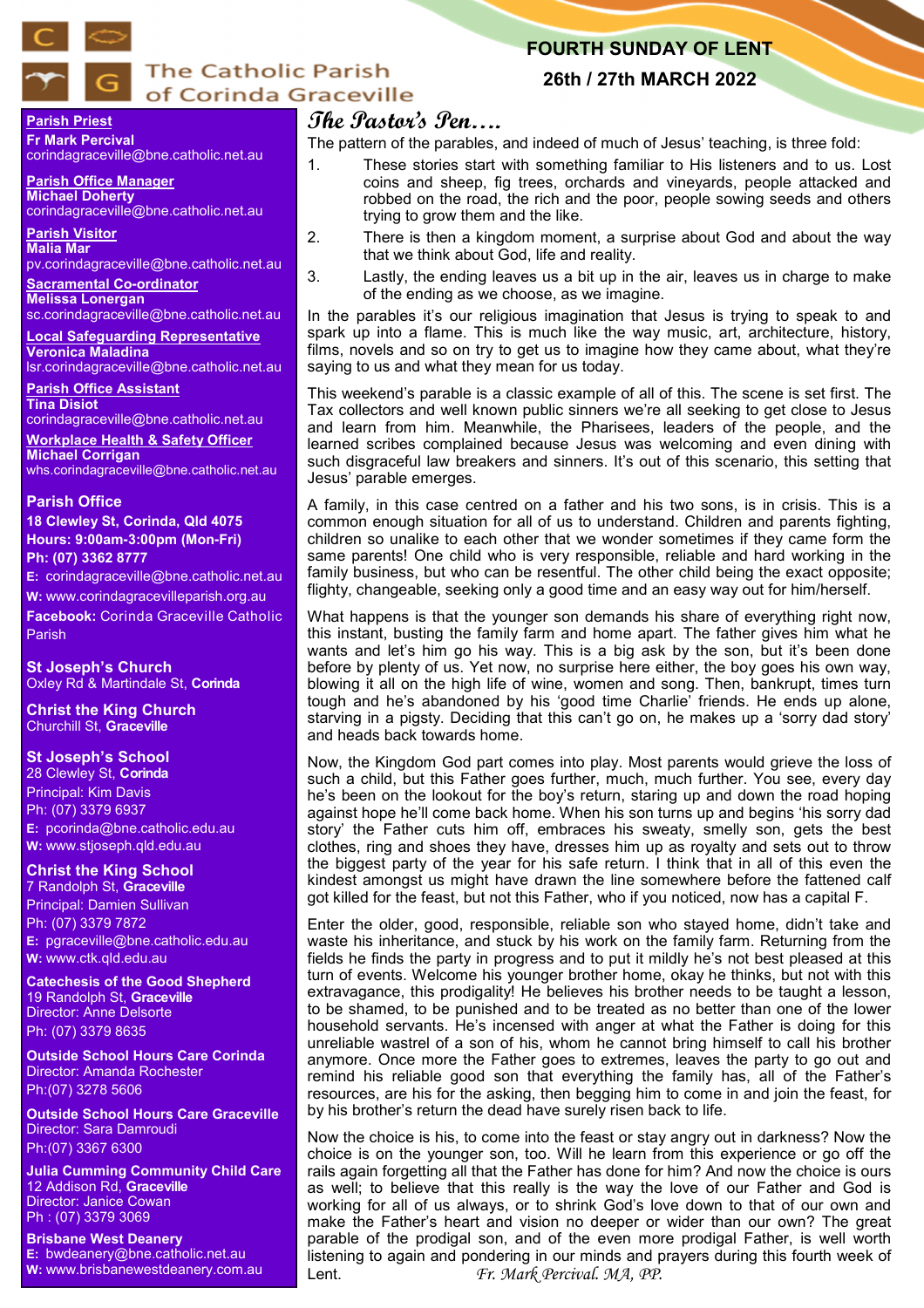# The Catholic Parish of Corinda Graceville

**FOURTH SUNDAY OF LENT**

**26th / 27th MARCH 2022**

**Parish Priest**
**Fr Mark Percival**
corindagraceville@bne.catholic.net.au

**Parish Office Manager**
**Michael Doherty**
corindagraceville@bne.catholic.net.au

**Parish Visitor**
**Malia Mar**
pv.corindagraceville@bne.catholic.net.au

**Sacramental Co-ordinator**
**Melissa Lonergan**
sc.corindagraceville@bne.catholic.net.au

**Local Safeguarding Representative**
**Veronica Maladina**
lsr.corindagraceville@bne.catholic.net.au

**Parish Office Assistant**
**Tina Disiot**
corindagraceville@bne.catholic.net.au

**Workplace Health & Safety Officer**
**Michael Corrigan**
whs.corindagraceville@bne.catholic.net.au

**Parish Office**
**18 Clewley St, Corinda, Qld 4075**
**Hours: 9:00am-3:00pm (Mon-Fri)**
**Ph: (07) 3362 8777**
**E:** corindagraceville@bne.catholic.net.au
**W:** www.corindagracevilleparish.org.au
**Facebook:** Corinda Graceville Catholic Parish

**St Joseph's Church**
Oxley Rd & Martindale St, **Corinda**

**Christ the King Church**
Churchill St, **Graceville**

**St Joseph's School**
28 Clewley St, **Corinda**
Principal: Kim Davis
Ph: (07) 3379 6937
**E:** pcorinda@bne.catholic.edu.au
**W:** www.stjoseph.qld.edu.au

**Christ the King School**
7 Randolph St, **Graceville**
Principal: Damien Sullivan
Ph: (07) 3379 7872
**E:** pgraceville@bne.catholic.edu.au
**W:** www.ctk.qld.edu.au

**Catechesis of the Good Shepherd**
19 Randolph St, **Graceville**
Director: Anne Delsorte
Ph: (07) 3379 8635

**Outside School Hours Care Corinda**
Director: Amanda Rochester
Ph:(07) 3278 5606

**Outside School Hours Care Graceville**
Director: Sara Damroudi
Ph:(07) 3367 6300

**Julia Cumming Community Child Care**
12 Addison Rd, **Graceville**
Director: Janice Cowan
Ph : (07) 3379 3069

**Brisbane West Deanery**
**E:** bwdeanery@bne.catholic.net.au
**W:** www.brisbanewestdeanery.com.au

## The Pastor's Pen….

The pattern of the parables, and indeed of much of Jesus' teaching, is three fold:

1. These stories start with something familiar to His listeners and to us. Lost coins and sheep, fig trees, orchards and vineyards, people attacked and robbed on the road, the rich and the poor, people sowing seeds and others trying to grow them and the like.
2. There is then a kingdom moment, a surprise about God and about the way that we think about God, life and reality.
3. Lastly, the ending leaves us a bit up in the air, leaves us in charge to make of the ending as we choose, as we imagine.

In the parables it's our religious imagination that Jesus is trying to speak to and spark up into a flame. This is much like the way music, art, architecture, history, films, novels and so on try to get us to imagine how they came about, what they're saying to us and what they mean for us today.

This weekend's parable is a classic example of all of this. The scene is set first. The Tax collectors and well known public sinners we're all seeking to get close to Jesus and learn from him. Meanwhile, the Pharisees, leaders of the people, and the learned scribes complained because Jesus was welcoming and even dining with such disgraceful law breakers and sinners. It's out of this scenario, this setting that Jesus' parable emerges.

A family, in this case centred on a father and his two sons, is in crisis. This is a common enough situation for all of us to understand. Children and parents fighting, children so unalike to each other that we wonder sometimes if they came form the same parents! One child who is very responsible, reliable and hard working in the family business, but who can be resentful. The other child being the exact opposite; flighty, changeable, seeking only a good time and an easy way out for him/herself.

What happens is that the younger son demands his share of everything right now, this instant, busting the family farm and home apart. The father gives him what he wants and let's him go his way. This is a big ask by the son, but it's been done before by plenty of us. Yet now, no surprise here either, the boy goes his own way, blowing it all on the high life of wine, women and song. Then, bankrupt, times turn tough and he's abandoned by his 'good time Charlie' friends. He ends up alone, starving in a pigsty. Deciding that this can't go on, he makes up a 'sorry dad story' and heads back towards home.

Now, the Kingdom God part comes into play. Most parents would grieve the loss of such a child, but this Father goes further, much, much further. You see, every day he's been on the lookout for the boy's return, staring up and down the road hoping against hope he'll come back home. When his son turns up and begins 'his sorry dad story' the Father cuts him off, embraces his sweaty, smelly son, gets the best clothes, ring and shoes they have, dresses him up as royalty and sets out to throw the biggest party of the year for his safe return. I think that in all of this even the kindest amongst us might have drawn the line somewhere before the fattened calf got killed for the feast, but not this Father, who if you noticed, now has a capital F.

Enter the older, good, responsible, reliable son who stayed home, didn't take and waste his inheritance, and stuck by his work on the family farm. Returning from the fields he finds the party in progress and to put it mildly he's not best pleased at this turn of events. Welcome his younger brother home, okay he thinks, but not with this extravagance, this prodigality! He believes his brother needs to be taught a lesson, to be shamed, to be punished and to be treated as no better than one of the lower household servants. He's incensed with anger at what the Father is doing for this unreliable wastrel of a son of his, whom he cannot bring himself to call his brother anymore. Once more the Father goes to extremes, leaves the party to go out and remind his reliable good son that everything the family has, all of the Father's resources, are his for the asking, then begging him to come in and join the feast, for by his brother's return the dead have surely risen back to life.

Now the choice is his, to come into the feast or stay angry out in darkness? Now the choice is on the younger son, too. Will he learn from this experience or go off the rails again forgetting all that the Father has done for him? And now the choice is ours as well; to believe that this really is the way the love of our Father and God is working for all of us always, or to shrink God's love down to that of our own and make the Father's heart and vision no deeper or wider than our own? The great parable of the prodigal son, and of the even more prodigal Father, is well worth listening to again and pondering in our minds and prayers during this fourth week of Lent.

*Fr. Mark Percival. MA, PP.*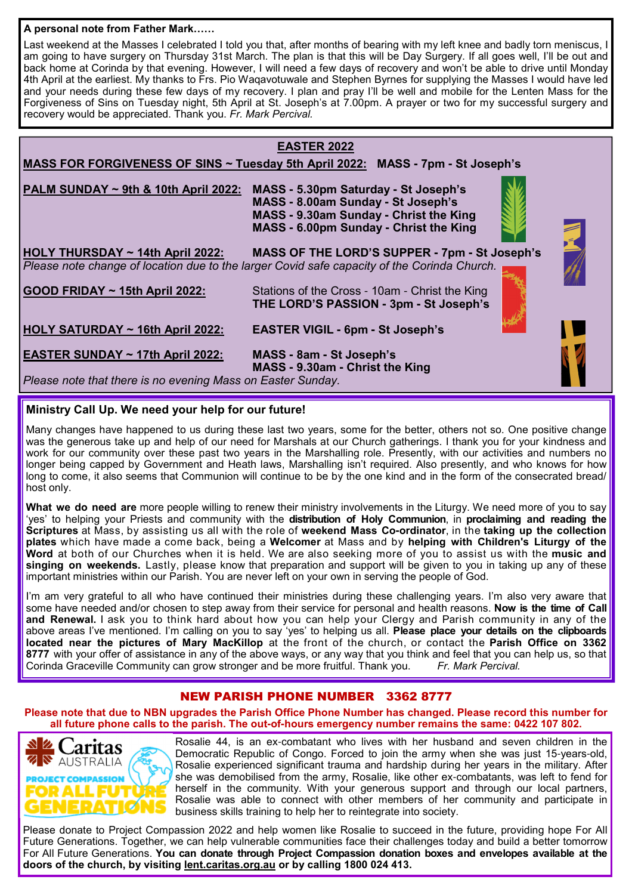**A personal note from Father Mark……**

Last weekend at the Masses I celebrated I told you that, after months of bearing with my left knee and badly torn meniscus, I am going to have surgery on Thursday 31st March. The plan is that this will be Day Surgery. If all goes well, I'll be out and back home at Corinda by that evening. However, I will need a few days of recovery and won't be able to drive until Monday 4th April at the earliest. My thanks to Frs. Pio Waqavotuwale and Stephen Byrnes for supplying the Masses I would have led and your needs during these few days of my recovery. I plan and pray I'll be well and mobile for the Lenten Mass for the Forgiveness of Sins on Tuesday night, 5th April at St. Joseph's at 7.00pm. A prayer or two for my successful surgery and recovery would be appreciated. Thank you. *Fr. Mark Percival.*

## EASTER 2022

**MASS FOR FORGIVENESS OF SINS ~ Tuesday 5th April 2022:** **MASS - 7pm - St Joseph's**

**PALM SUNDAY ~ 9th & 10th April 2022:**
**MASS - 5.30pm Saturday - St Joseph's**
**MASS - 8.00am Sunday - St Joseph's**
**MASS - 9.30am Sunday - Christ the King**
**MASS - 6.00pm Sunday - Christ the King**

**HOLY THURSDAY ~ 14th April 2022:** **MASS OF THE LORD'S SUPPER - 7pm - St Joseph's**
*Please note change of location due to the larger Covid safe capacity of the Corinda Church.*

**GOOD FRIDAY ~ 15th April 2022:**
Stations of the Cross - 10am - Christ the King
**THE LORD'S PASSION - 3pm - St Joseph's**

**HOLY SATURDAY ~ 16th April 2022:** **EASTER VIGIL - 6pm - St Joseph's**

**EASTER SUNDAY ~ 17th April 2022:**
**MASS - 8am - St Joseph's**
**MASS - 9.30am - Christ the King**

*Please note that there is no evening Mass on Easter Sunday.*

## Ministry Call Up. We need your help for our future!

Many changes have happened to us during these last two years, some for the better, others not so. One positive change was the generous take up and help of our need for Marshals at our Church gatherings. I thank you for your kindness and work for our community over these past two years in the Marshalling role. Presently, with our activities and numbers no longer being capped by Government and Heath laws, Marshalling isn't required. Also presently, and who knows for how long to come, it also seems that Communion will continue to be by the one kind and in the form of the consecrated bread/ host only.

**What we do need are** more people willing to renew their ministry involvements in the Liturgy. We need more of you to say 'yes' to helping your Priests and community with the **distribution of Holy Communion**, in **proclaiming and reading the Scriptures** at Mass, by assisting us all with the role of **weekend Mass Co-ordinator**, in the **taking up the collection plates** which have made a come back, being a **Welcomer** at Mass and by **helping with Children's Liturgy of the Word** at both of our Churches when it is held. We are also seeking more of you to assist us with the **music and singing on weekends.** Lastly, please know that preparation and support will be given to you in taking up any of these important ministries within our Parish. You are never left on your own in serving the people of God.

I'm am very grateful to all who have continued their ministries during these challenging years. I'm also very aware that some have needed and/or chosen to step away from their service for personal and health reasons. **Now is the time of Call and Renewal.** I ask you to think hard about how you can help your Clergy and Parish community in any of the above areas I've mentioned. I'm calling on you to say 'yes' to helping us all. **Please place your details on the clipboards located near the pictures of Mary MacKillop** at the front of the church, or contact the **Parish Office on 3362 8777** with your offer of assistance in any of the above ways, or any way that you think and feel that you can help us, so that Corinda Graceville Community can grow stronger and be more fruitful. Thank you. *Fr. Mark Percival.*

## NEW PARISH PHONE NUMBER 3362 8777

**Please note that due to NBN upgrades the Parish Office Phone Number has changed. Please record this number for all future phone calls to the parish. The out-of-hours emergency number remains the same: 0422 107 802.**

Caritas AUSTRALIA — PROJECT COMPASSION — FOR ALL FUTURE GENERATIONS

Rosalie 44, is an ex-combatant who lives with her husband and seven children in the Democratic Republic of Congo. Forced to join the army when she was just 15-years-old, Rosalie experienced significant trauma and hardship during her years in the military. After she was demobilised from the army, Rosalie, like other ex-combatants, was left to fend for herself in the community. With your generous support and through our local partners, Rosalie was able to connect with other members of her community and participate in business skills training to help her to reintegrate into society.

Please donate to Project Compassion 2022 and help women like Rosalie to succeed in the future, providing hope For All Future Generations. Together, we can help vulnerable communities face their challenges today and build a better tomorrow For All Future Generations. **You can donate through Project Compassion donation boxes and envelopes available at the doors of the church, by visiting lent.caritas.org.au or by calling 1800 024 413.**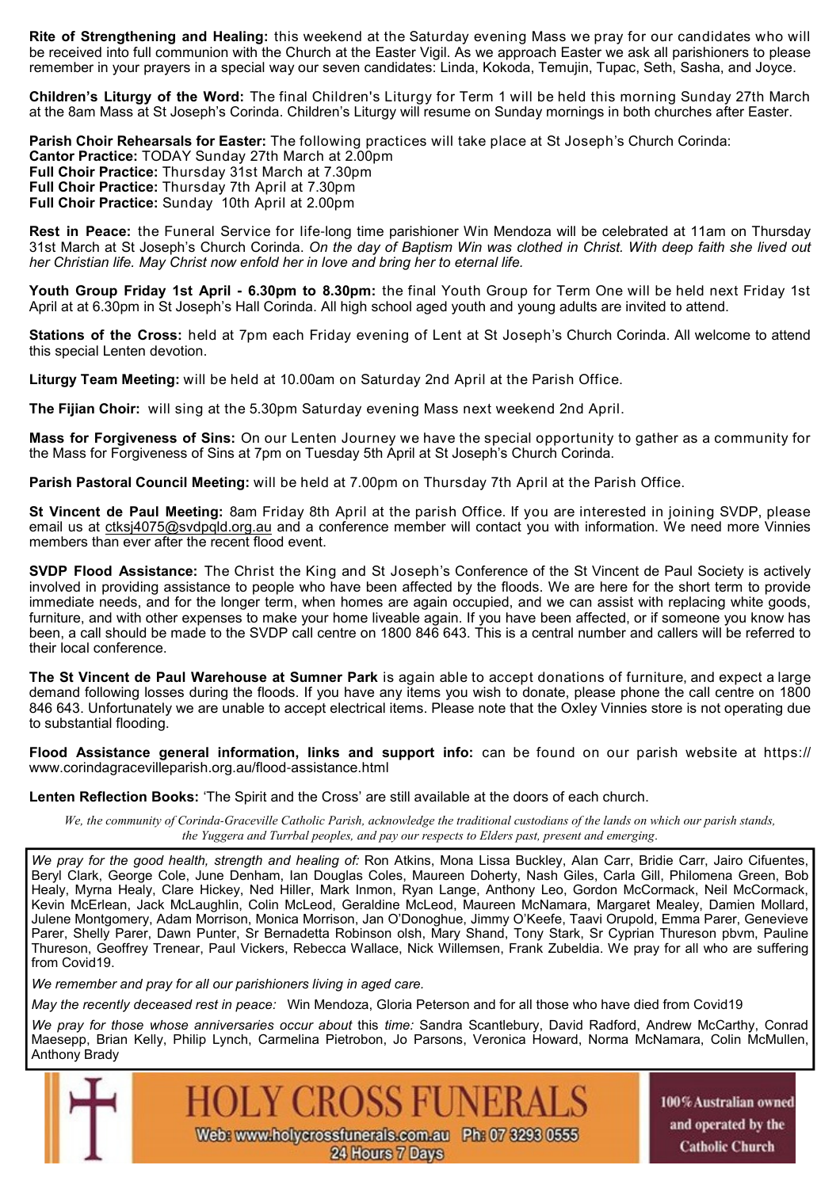**Rite of Strengthening and Healing:** this weekend at the Saturday evening Mass we pray for our candidates who will be received into full communion with the Church at the Easter Vigil. As we approach Easter we ask all parishioners to please remember in your prayers in a special way our seven candidates: Linda, Kokoda, Temujin, Tupac, Seth, Sasha, and Joyce.

**Children's Liturgy of the Word:** The final Children's Liturgy for Term 1 will be held this morning Sunday 27th March at the 8am Mass at St Joseph's Corinda. Children's Liturgy will resume on Sunday mornings in both churches after Easter.

**Parish Choir Rehearsals for Easter:** The following practices will take place at St Joseph's Church Corinda:
**Cantor Practice:** TODAY Sunday 27th March at 2.00pm
**Full Choir Practice:** Thursday 31st March at 7.30pm
**Full Choir Practice:** Thursday 7th April at 7.30pm
**Full Choir Practice:** Sunday 10th April at 2.00pm

**Rest in Peace:** the Funeral Service for life-long time parishioner Win Mendoza will be celebrated at 11am on Thursday 31st March at St Joseph's Church Corinda. *On the day of Baptism Win was clothed in Christ. With deep faith she lived out her Christian life. May Christ now enfold her in love and bring her to eternal life.*

**Youth Group Friday 1st April - 6.30pm to 8.30pm:** the final Youth Group for Term One will be held next Friday 1st April at at 6.30pm in St Joseph's Hall Corinda. All high school aged youth and young adults are invited to attend.

**Stations of the Cross:** held at 7pm each Friday evening of Lent at St Joseph's Church Corinda. All welcome to attend this special Lenten devotion.

**Liturgy Team Meeting:** will be held at 10.00am on Saturday 2nd April at the Parish Office.

**The Fijian Choir:** will sing at the 5.30pm Saturday evening Mass next weekend 2nd April.

**Mass for Forgiveness of Sins:** On our Lenten Journey we have the special opportunity to gather as a community for the Mass for Forgiveness of Sins at 7pm on Tuesday 5th April at St Joseph's Church Corinda.

**Parish Pastoral Council Meeting:** will be held at 7.00pm on Thursday 7th April at the Parish Office.

**St Vincent de Paul Meeting:** 8am Friday 8th April at the parish Office. If you are interested in joining SVDP, please email us at ctksj4075@svdpqld.org.au and a conference member will contact you with information. We need more Vinnies members than ever after the recent flood event.

**SVDP Flood Assistance:** The Christ the King and St Joseph's Conference of the St Vincent de Paul Society is actively involved in providing assistance to people who have been affected by the floods. We are here for the short term to provide immediate needs, and for the longer term, when homes are again occupied, and we can assist with replacing white goods, furniture, and with other expenses to make your home liveable again. If you have been affected, or if someone you know has been, a call should be made to the SVDP call centre on 1800 846 643. This is a central number and callers will be referred to their local conference.

**The St Vincent de Paul Warehouse at Sumner Park** is again able to accept donations of furniture, and expect a large demand following losses during the floods. If you have any items you wish to donate, please phone the call centre on 1800 846 643. Unfortunately we are unable to accept electrical items. Please note that the Oxley Vinnies store is not operating due to substantial flooding.

**Flood Assistance general information, links and support info:** can be found on our parish website at https://www.corindagracevilleparish.org.au/flood-assistance.html

**Lenten Reflection Books:** 'The Spirit and the Cross' are still available at the doors of each church.

*We, the community of Corinda-Graceville Catholic Parish, acknowledge the traditional custodians of the lands on which our parish stands, the Yuggera and Turrbal peoples, and pay our respects to Elders past, present and emerging.*

*We pray for the good health, strength and healing of:* Ron Atkins, Mona Lissa Buckley, Alan Carr, Bridie Carr, Jairo Cifuentes, Beryl Clark, George Cole, June Denham, Ian Douglas Coles, Maureen Doherty, Nash Giles, Carla Gill, Philomena Green, Bob Healy, Myrna Healy, Clare Hickey, Ned Hiller, Mark Inmon, Ryan Lange, Anthony Leo, Gordon McCormack, Neil McCormack, Kevin McErlean, Jack McLaughlin, Colin McLeod, Geraldine McLeod, Maureen McNamara, Margaret Mealey, Damien Mollard, Julene Montgomery, Adam Morrison, Monica Morrison, Jan O'Donoghue, Jimmy O'Keefe, Taavi Orupold, Emma Parer, Genevieve Parer, Shelly Parer, Dawn Punter, Sr Bernadetta Robinson olsh, Mary Shand, Tony Stark, Sr Cyprian Thureson pbvm, Pauline Thureson, Geoffrey Trenear, Paul Vickers, Rebecca Wallace, Nick Willemsen, Frank Zubeldia. We pray for all who are suffering from Covid19.

*We remember and pray for all our parishioners living in aged care.*

*May the recently deceased rest in peace:* Win Mendoza, Gloria Peterson and for all those who have died from Covid19

*We pray for those whose anniversaries occur about* this *time:* Sandra Scantlebury, David Radford, Andrew McCarthy, Conrad Maesepp, Brian Kelly, Philip Lynch, Carmelina Pietrobon, Jo Parsons, Veronica Howard, Norma McNamara, Colin McMullen, Anthony Brady

HOLY CROSS FUNERALS
Web: www.holycrossfunerals.com.au Ph: 07 3293 0555
24 Hours 7 Days

100% Australian owned and operated by the Catholic Church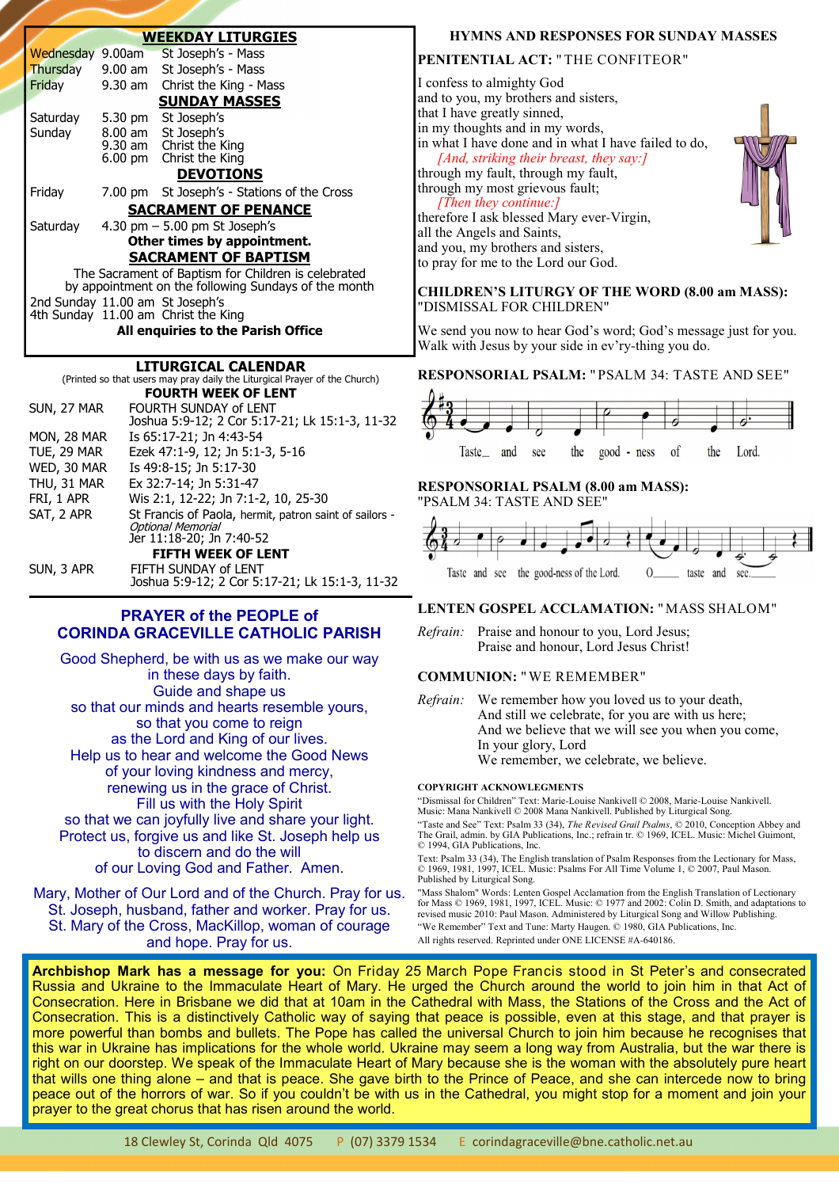## WEEKDAY LITURGIES

| | | |
|---|---|---|
| Wednesday | 9.00am | St Joseph's - Mass |
| Thursday | 9.00 am | St Joseph's - Mass |
| Friday | 9.30 am | Christ the King - Mass |

## SUNDAY MASSES

| | | |
|---|---|---|
| Saturday | 5.30 pm | St Joseph's |
| Sunday | 8.00 am | St Joseph's |
| | 9.30 am | Christ the King |
| | 6.00 pm | Christ the King |

## DEVOTIONS

| | | |
|---|---|---|
| Friday | 7.00 pm | St Joseph's - Stations of the Cross |

## SACRAMENT OF PENANCE

Saturday 4.30 pm – 5.00 pm St Joseph's

**Other times by appointment.**

## SACRAMENT OF BAPTISM

The Sacrament of Baptism for Children is celebrated by appointment on the following Sundays of the month

| | | |
|---|---|---|
| 2nd Sunday | 11.00 am | St Joseph's |
| 4th Sunday | 11.00 am | Christ the King |

**All enquiries to the Parish Office**

## LITURGICAL CALENDAR

(Printed so that users may pray daily the Liturgical Prayer of the Church)

**FOURTH WEEK OF LENT**

| | |
|---|---|
| SUN, 27 MAR | FOURTH SUNDAY of LENT<br>Joshua 5:9-12; 2 Cor 5:17-21; Lk 15:1-3, 11-32 |
| MON, 28 MAR | Is 65:17-21; Jn 4:43-54 |
| TUE, 29 MAR | Ezek 47:1-9, 12; Jn 5:1-3, 5-16 |
| WED, 30 MAR | Is 49:8-15; Jn 5:17-30 |
| THU, 31 MAR | Ex 32:7-14; Jn 5:31-47 |
| FRI, 1 APR | Wis 2:1, 12-22; Jn 7:1-2, 10, 25-30 |
| SAT, 2 APR | St Francis of Paola, hermit, patron saint of sailors - *Optional Memorial*<br>Jer 11:18-20; Jn 7:40-52 |

**FIFTH WEEK OF LENT**

| | |
|---|---|
| SUN, 3 APR | FIFTH SUNDAY of LENT<br>Joshua 5:9-12; 2 Cor 5:17-21; Lk 15:1-3, 11-32 |

## PRAYER of the PEOPLE of CORINDA GRACEVILLE CATHOLIC PARISH

Good Shepherd, be with us as we make our way
in these days by faith.
Guide and shape us
so that our minds and hearts resemble yours,
so that you come to reign
as the Lord and King of our lives.
Help us to hear and welcome the Good News
of your loving kindness and mercy,
renewing us in the grace of Christ.
Fill us with the Holy Spirit
so that we can joyfully live and share your light.
Protect us, forgive us and like St. Joseph help us
to discern and do the will
of our Loving God and Father. Amen.

Mary, Mother of Our Lord and of the Church. Pray for us.
St. Joseph, husband, father and worker. Pray for us.
St. Mary of the Cross, MacKillop, woman of courage and hope. Pray for us.

## HYMNS AND RESPONSES FOR SUNDAY MASSES

**PENITENTIAL ACT:** "THE CONFITEOR"

I confess to almighty God
and to you, my brothers and sisters,
that I have greatly sinned,
in my thoughts and in my words,
in what I have done and in what I have failed to do,
*[And, striking their breast, they say:]*
through my fault, through my fault,
through my most grievous fault;
*[Then they continue:]*
therefore I ask blessed Mary ever-Virgin,
all the Angels and Saints,
and you, my brothers and sisters,
to pray for me to the Lord our God.

**CHILDREN'S LITURGY OF THE WORD (8.00 am MASS):** "DISMISSAL FOR CHILDREN"

We send you now to hear God's word; God's message just for you.
Walk with Jesus by your side in ev'ry-thing you do.

**RESPONSORIAL PSALM:** "PSALM 34: TASTE AND SEE"

Taste and see the good - ness of the Lord.

**RESPONSORIAL PSALM (8.00 am MASS):** "PSALM 34: TASTE AND SEE"

Taste and see the good-ness of the Lord. O taste and see.

**LENTEN GOSPEL ACCLAMATION:** "MASS SHALOM"

*Refrain:* Praise and honour to you, Lord Jesus;
Praise and honour, Lord Jesus Christ!

**COMMUNION:** "WE REMEMBER"

*Refrain:* We remember how you loved us to your death,
And still we celebrate, for you are with us here;
And we believe that we will see you when you come,
In your glory, Lord
We remember, we celebrate, we believe.

**COPYRIGHT ACKNOWLEDGEMENTS**

"Dismissal for Children" Words: Marie-Louise Nankivell © 2008, Marie-Louise Nankivell. Music: Mana Nankivell © 2008 Mana Nankivell. Published by Liturgical Song.

"Taste and See" Text: Psalm 33 (34), *The Revised Grail Psalms*, © 2010, Conception Abbey and The Grail, admin. by GIA Publications, Inc.; refrain tr. © 1969, ICEL. Music: Michel Guimont, © 1994, GIA Publications, Inc.

Text: Psalm 33 (34), The English translation of Psalm Responses from the Lectionary for Mass, © 1969, 1981, 1997, ICEL. Music: Psalms For All Time Volume 1, © 2007, Paul Mason. Published by Liturgical Song.

"Mass Shalom" Words: Lenten Gospel Acclamation from the English Translation of Lectionary for Mass © 1969, 1981, 1997, ICEL. Music: © 1977 and 2002: Colin D. Smith, and adaptations to revised music 2010: Paul Mason. Administered by Liturgical Song and Willow Publishing.

"We Remember" Text and Tune: Marty Haugen. © 1980, GIA Publications, Inc.

All rights reserved. Reprinted under ONE LICENSE #A-640186.

**Archbishop Mark has a message for you:** On Friday 25 March Pope Francis stood in St Peter's and consecrated Russia and Ukraine to the Immaculate Heart of Mary. He urged the Church around the world to join him in that Act of Consecration. Here in Brisbane we did that at 10am in the Cathedral with Mass, the Stations of the Cross and the Act of Consecration. This is a distinctively Catholic way of saying that peace is possible, even at this stage, and that prayer is more powerful than bombs and bullets. The Pope has called the universal Church to join him because he recognises that this war in Ukraine has implications for the whole world. Ukraine may seem a long way from Australia, but the war there is right on our doorstep. We speak of the Immaculate Heart of Mary because she is the woman with the absolutely pure heart that wills one thing alone – and that is peace. She gave birth to the Prince of Peace, and she can intercede now to bring peace out of the horrors of war. So if you couldn't be with us in the Cathedral, you might stop for a moment and join your prayer to the great chorus that has risen around the world.

18 Clewley St, Corinda Qld 4075 P (07) 3379 1534 E corindagraceville@bne.catholic.net.au